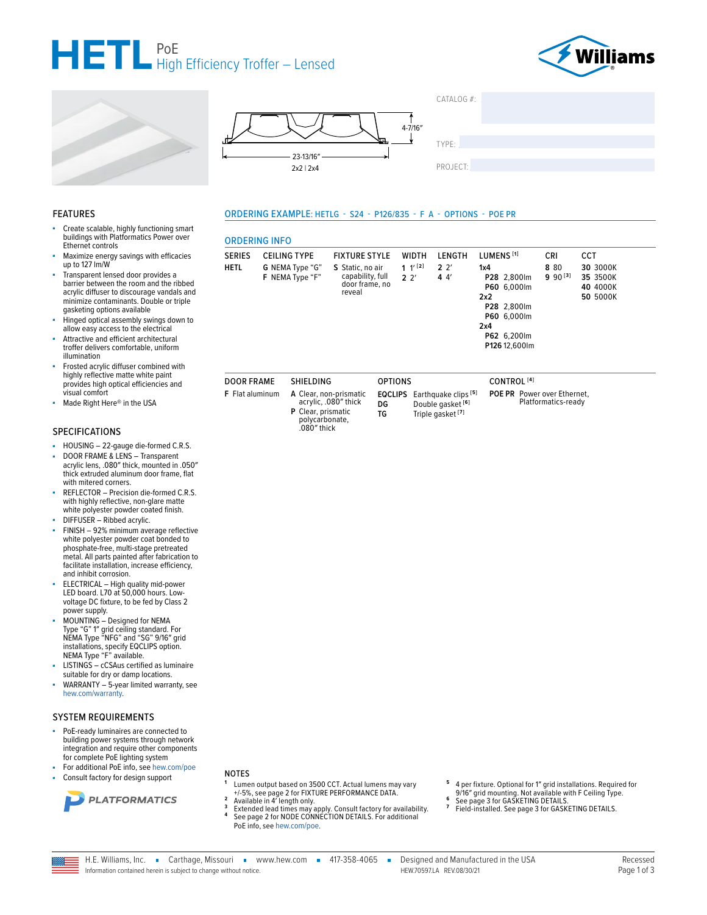# HETL PoE High Efficiency Troffer – Lensed

Williams

4-7/16″

23-13/16″

2x2 | 2x4

CATALOG #:

TYPE:

PROJECT:

## FEATURES

- Create scalable, highly functioning smart buildings with Platformatics Power over Ethernet controls
- Maximize energy savings with efficacies up to 127 lm/W
- Transparent lensed door provides a barrier between the room and the ribbed acrylic diffuser to discourage vandals and minimize contaminants. Double or triple gasketing options available
- Hinged optical assembly swings down to allow easy access to the electrical
- Attractive and efficient architectural troffer delivers comfortable, uniform illumination
- Frosted acrylic diffuser combined with highly reflective matte white paint provides high optical efficiencies and visual comfort
- Made Right Here® in the USA

## SPECIFICATIONS

- HOUSING – 22-gauge die-formed C.R.S.
- DOOR FRAME & LENS – Transparent acrylic lens, .080″ thick, mounted in .050″ thick extruded aluminum door frame, flat with mitered corners.
- REFLECTOR – Precision die-formed C.R.S. with highly reflective, non-glare matte white polyester powder coated finish.
- DIFFUSER – Ribbed acrylic.
- FINISH – 92% minimum average reflective white polyester powder coat bonded to phosphate-free, multi-stage pretreated metal. All parts painted after fabrication to facilitate installation, increase efficiency, and inhibit corrosion.
- ELECTRICAL – High quality mid-power LED board. L70 at 50,000 hours. Low-voltage DC fixture, to be fed by Class 2 power supply.
- MOUNTING – Designed for NEMA Type "G" 1″ grid ceiling standard. For NEMA Type "NFG" and "SG" 9/16″ grid installations, specify EQCLIPS option. NEMA Type "F" available.
- LISTINGS – cCSAus certified as luminaire suitable for dry or damp locations.
- WARRANTY – 5-year limited warranty, see hew.com/warranty.

## SYSTEM REQUIREMENTS

- PoE-ready luminaires are connected to building power systems through network integration and require other components for complete PoE lighting system
- For additional PoE info, see hew.com/poe
- Consult factory for design support

PLATFORMATICS

## ORDERING EXAMPLE: HETLG - S24 - P126/835 - F A - OPTIONS - POE PR

## ORDERING INFO

| SERIES | CEILING TYPE | FIXTURE STYLE | WIDTH | LENGTH | LUMENS [1] | CRI | CCT |
|---|---|---|---|---|---|---|---|
| **HETL** | **G** NEMA Type "G"<br>**F** NEMA Type "F" | **S** Static, no air capability, full door frame, no reveal | **1** 1′ [2]<br>**2** 2′ | **2** 2′<br>**4** 4′ | **1x4**<br>**P28** 2,800lm<br>**P60** 6,000lm<br>**2x2**<br>**P28** 2,800lm<br>**P60** 6,000lm<br>**2x4**<br>**P62** 6,200lm<br>**P126** 12,600lm | **8** 80<br>**9** 90 [3] | **30** 3000K<br>**35** 3500K<br>**40** 4000K<br>**50** 5000K |

| DOOR FRAME | SHIELDING | OPTIONS | CONTROL [4] |
|---|---|---|---|
| **F** Flat aluminum | **A** Clear, non-prismatic acrylic, .080″ thick<br>**P** Clear, prismatic polycarbonate, .080″ thick | **EQCLIPS** Earthquake clips [5]<br>**DG** Double gasket [6]<br>**TG** Triple gasket [7] | **POE PR** Power over Ethernet, Platformatics-ready |

## NOTES

1. Lumen output based on 3500 CCT. Actual lumens may vary +/-5%, see page 2 for FIXTURE PERFORMANCE DATA.
2. Available in 4′ length only.
3. Extended lead times may apply. Consult factory for availability.
4. See page 2 for NODE CONNECTION DETAILS. For additional PoE info, see hew.com/poe.
5. 4 per fixture. Optional for 1″ grid installations. Required for 9/16″ grid mounting. Not available with F Ceiling Type.
6. See page 3 for GASKETING DETAILS.
7. Field-installed. See page 3 for GASKETING DETAILS.

H.E. Williams, Inc. ▪ Carthage, Missouri ▪ www.hew.com ▪ 417-358-4065 ▪ Designed and Manufactured in the USA

Information contained herein is subject to change without notice. HEW.70597.LA REV.08/30/21

Recessed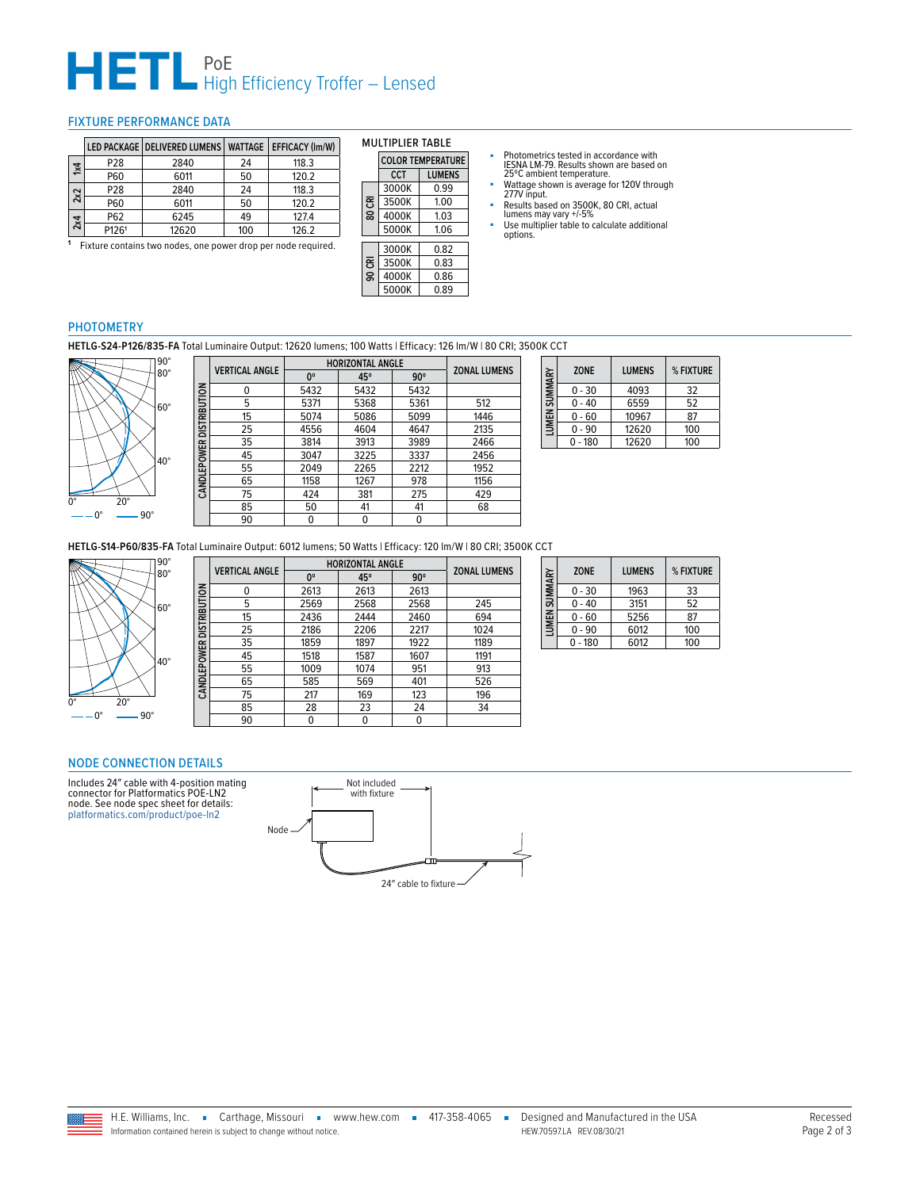# HETL PoE High Efficiency Troffer – Lensed

## FIXTURE PERFORMANCE DATA

| | LED PACKAGE | DELIVERED LUMENS | WATTAGE | EFFICACY (lm/W) |
|---|---|---|---|---|
| 1x4 | P28 | 2840 | 24 | 118.3 |
| | P60 | 6011 | 50 | 120.2 |
| 2x2 | P28 | 2840 | 24 | 118.3 |
| | P60 | 6011 | 50 | 120.2 |
| 2x4 | P62 | 6245 | 49 | 127.4 |
| | P126[1] | 12620 | 100 | 126.2 |

[1] Fixture contains two nodes, one power drop per node required.

### MULTIPLIER TABLE

| | COLOR TEMPERATURE | |
|---|---|---|
| | CCT | LUMENS |
| 80 CRI | 3000K | 0.99 |
| | 3500K | 1.00 |
| | 4000K | 1.03 |
| | 5000K | 1.06 |
| 90 CRI | 3000K | 0.82 |
| | 3500K | 0.83 |
| | 4000K | 0.86 |
| | 5000K | 0.89 |

- Photometrics tested in accordance with IESNA LM-79. Results shown are based on 25ºC ambient temperature.
- Wattage shown is average for 120V through 277V input.
- Results based on 3500K, 80 CRI, actual lumens may vary +/-5%
- Use multiplier table to calculate additional options.

## PHOTOMETRY

**HETLG-S24-P126/835-FA** Total Luminaire Output: 12620 lumens; 100 Watts | Efficacy: 126 lm/W | 80 CRI; 3500K CCT

CANDLEPOWER DISTRIBUTION

| VERTICAL ANGLE | HORIZONTAL ANGLE 0° | 45° | 90° | ZONAL LUMENS |
|---|---|---|---|---|
| 0 | 5432 | 5432 | 5432 | |
| 5 | 5371 | 5368 | 5361 | 512 |
| 15 | 5074 | 5086 | 5099 | 1446 |
| 25 | 4556 | 4604 | 4647 | 2135 |
| 35 | 3814 | 3913 | 3989 | 2466 |
| 45 | 3047 | 3225 | 3337 | 2456 |
| 55 | 2049 | 2265 | 2212 | 1952 |
| 65 | 1158 | 1267 | 978 | 1156 |
| 75 | 424 | 381 | 275 | 429 |
| 85 | 50 | 41 | 41 | 68 |
| 90 | 0 | 0 | 0 | |

LUMEN SUMMARY

| ZONE | LUMENS | % FIXTURE |
|---|---|---|
| 0 - 30 | 4093 | 32 |
| 0 - 40 | 6559 | 52 |
| 0 - 60 | 10967 | 87 |
| 0 - 90 | 12620 | 100 |
| 0 - 180 | 12620 | 100 |

**HETLG-S14-P60/835-FA** Total Luminaire Output: 6012 lumens; 50 Watts | Efficacy: 120 lm/W | 80 CRI; 3500K CCT

CANDLEPOWER DISTRIBUTION

| VERTICAL ANGLE | HORIZONTAL ANGLE 0° | 45° | 90° | ZONAL LUMENS |
|---|---|---|---|---|
| 0 | 2613 | 2613 | 2613 | |
| 5 | 2569 | 2568 | 2568 | 245 |
| 15 | 2436 | 2444 | 2460 | 694 |
| 25 | 2186 | 2206 | 2217 | 1024 |
| 35 | 1859 | 1897 | 1922 | 1189 |
| 45 | 1518 | 1587 | 1607 | 1191 |
| 55 | 1009 | 1074 | 951 | 913 |
| 65 | 585 | 569 | 401 | 526 |
| 75 | 217 | 169 | 123 | 196 |
| 85 | 28 | 23 | 24 | 34 |
| 90 | 0 | 0 | 0 | |

LUMEN SUMMARY

| ZONE | LUMENS | % FIXTURE |
|---|---|---|
| 0 - 30 | 1963 | 33 |
| 0 - 40 | 3151 | 52 |
| 0 - 60 | 5256 | 87 |
| 0 - 90 | 6012 | 100 |
| 0 - 180 | 6012 | 100 |

## NODE CONNECTION DETAILS

Includes 24" cable with 4-position mating connector for Platformatics POE-LN2 node. See node spec sheet for details: platformatics.com/product/poe-ln2

Not included with fixture

Node

24" cable to fixture

H.E. Williams, Inc. ▪ Carthage, Missouri ▪ www.hew.com ▪ 417-358-4065 ▪ Designed and Manufactured in the USA

Information contained herein is subject to change without notice. HEW.70597.LA REV.08/30/21

Recessed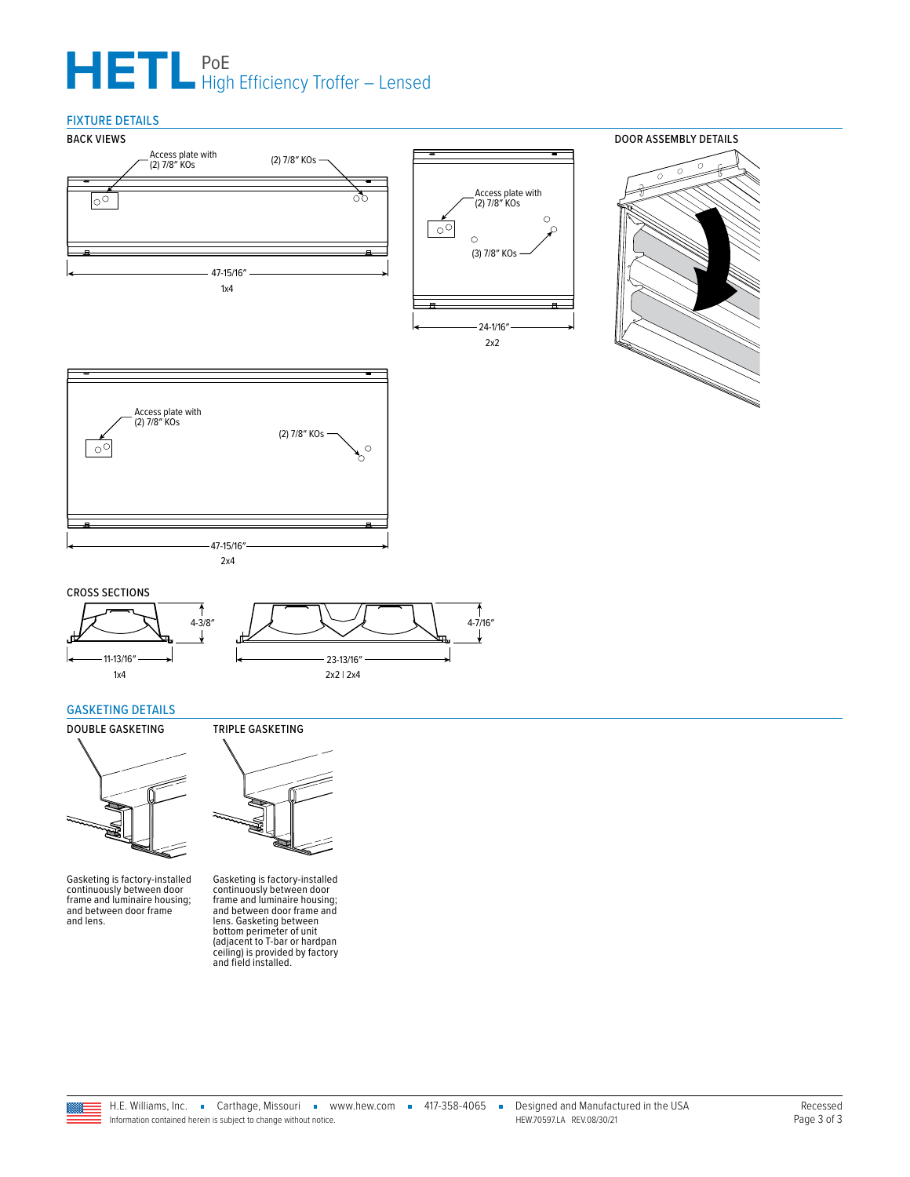# HETL PoE High Efficiency Troffer – Lensed

## FIXTURE DETAILS

### BACK VIEWS

Access plate with (2) 7/8″ KOs

(2) 7/8″ KOs

47-15/16″

1x4

Access plate with (2) 7/8″ KOs

(3) 7/8″ KOs

24-1/16″

2x2

Access plate with (2) 7/8″ KOs

(2) 7/8″ KOs

47-15/16″

2x4

### DOOR ASSEMBLY DETAILS

### CROSS SECTIONS

4-3/8″

11-13/16″

1x4

4-7/16″

23-13/16″

2x2 | 2x4

## GASKETING DETAILS

### DOUBLE GASKETING

Gasketing is factory-installed continuously between door frame and luminaire housing; and between door frame and lens.

### TRIPLE GASKETING

Gasketing is factory-installed continuously between door frame and luminaire housing; and between door frame and lens. Gasketing between bottom perimeter of unit (adjacent to T-bar or hardpan ceiling) is provided by factory and field installed.

H.E. Williams, Inc. ▪ Carthage, Missouri ▪ www.hew.com ▪ 417-358-4065 ▪ Designed and Manufactured in the USA

Information contained herein is subject to change without notice. HEW.70597.LA REV.08/30/21

Recessed